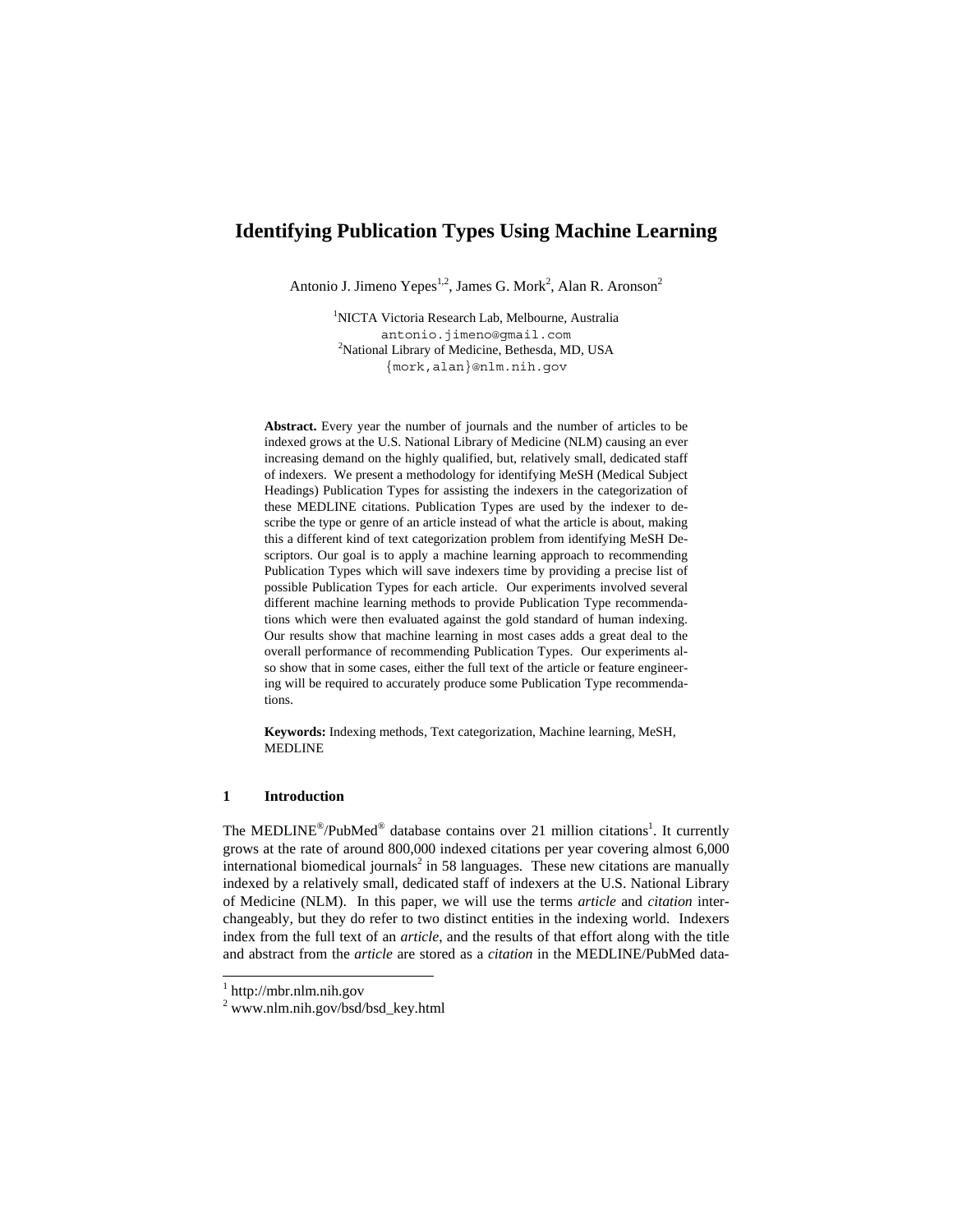# Identifying Publication Types Using Machine Learning

Antonio J. Jimeno Yepes[1,2], James G. Mork[2], Alan R. Aronson[2]

[1]NICTA Victoria Research Lab, Melbourne, Australia
antonio.jimeno@gmail.com
[2]National Library of Medicine, Bethesda, MD, USA
{mork,alan}@nlm.nih.gov

**Abstract.** Every year the number of journals and the number of articles to be indexed grows at the U.S. National Library of Medicine (NLM) causing an ever increasing demand on the highly qualified, but, relatively small, dedicated staff of indexers. We present a methodology for identifying MeSH (Medical Subject Headings) Publication Types for assisting the indexers in the categorization of these MEDLINE citations. Publication Types are used by the indexer to describe the type or genre of an article instead of what the article is about, making this a different kind of text categorization problem from identifying MeSH Descriptors. Our goal is to apply a machine learning approach to recommending Publication Types which will save indexers time by providing a precise list of possible Publication Types for each article. Our experiments involved several different machine learning methods to provide Publication Type recommendations which were then evaluated against the gold standard of human indexing. Our results show that machine learning in most cases adds a great deal to the overall performance of recommending Publication Types. Our experiments also show that in some cases, either the full text of the article or feature engineering will be required to accurately produce some Publication Type recommendations.

**Keywords:** Indexing methods, Text categorization, Machine learning, MeSH, MEDLINE

## 1 Introduction

The MEDLINE®/PubMed® database contains over 21 million citations[1]. It currently grows at the rate of around 800,000 indexed citations per year covering almost 6,000 international biomedical journals[2] in 58 languages. These new citations are manually indexed by a relatively small, dedicated staff of indexers at the U.S. National Library of Medicine (NLM). In this paper, we will use the terms *article* and *citation* interchangeably, but they do refer to two distinct entities in the indexing world. Indexers index from the full text of an *article*, and the results of that effort along with the title and abstract from the *article* are stored as a *citation* in the MEDLINE/PubMed data-

[1] http://mbr.nlm.nih.gov
[2] www.nlm.nih.gov/bsd/bsd_key.html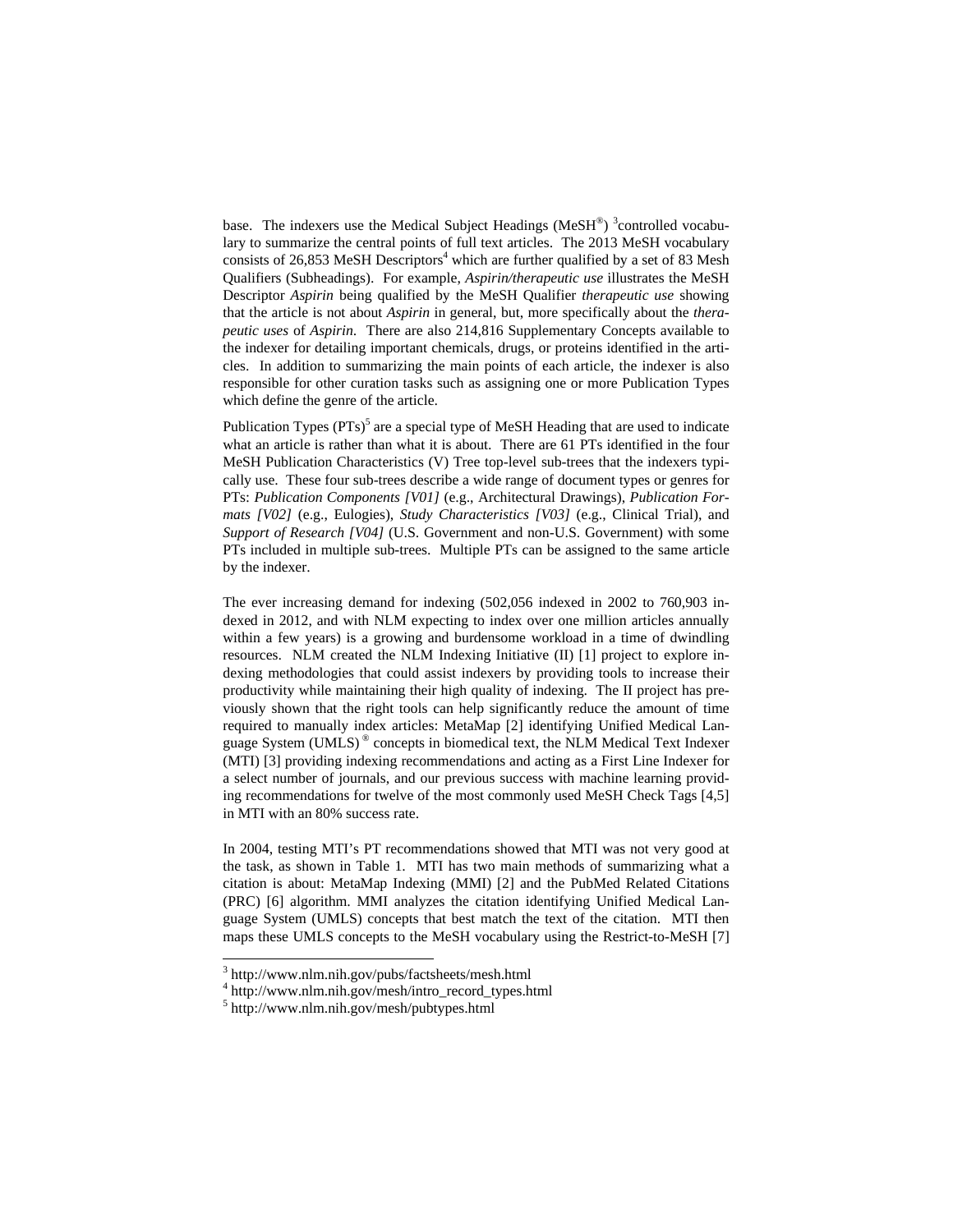base. The indexers use the Medical Subject Headings (MeSH®) [3] controlled vocabulary to summarize the central points of full text articles. The 2013 MeSH vocabulary consists of 26,853 MeSH Descriptors[4] which are further qualified by a set of 83 Mesh Qualifiers (Subheadings). For example, *Aspirin/therapeutic use* illustrates the MeSH Descriptor *Aspirin* being qualified by the MeSH Qualifier *therapeutic use* showing that the article is not about *Aspirin* in general, but, more specifically about the *therapeutic uses* of *Aspirin*. There are also 214,816 Supplementary Concepts available to the indexer for detailing important chemicals, drugs, or proteins identified in the articles. In addition to summarizing the main points of each article, the indexer is also responsible for other curation tasks such as assigning one or more Publication Types which define the genre of the article.

Publication Types (PTs)[5] are a special type of MeSH Heading that are used to indicate what an article is rather than what it is about. There are 61 PTs identified in the four MeSH Publication Characteristics (V) Tree top-level sub-trees that the indexers typically use. These four sub-trees describe a wide range of document types or genres for PTs: *Publication Components [V01]* (e.g., Architectural Drawings), *Publication Formats [V02]* (e.g., Eulogies), *Study Characteristics [V03]* (e.g., Clinical Trial), and *Support of Research [V04]* (U.S. Government and non-U.S. Government) with some PTs included in multiple sub-trees. Multiple PTs can be assigned to the same article by the indexer.

The ever increasing demand for indexing (502,056 indexed in 2002 to 760,903 indexed in 2012, and with NLM expecting to index over one million articles annually within a few years) is a growing and burdensome workload in a time of dwindling resources. NLM created the NLM Indexing Initiative (II) [1] project to explore indexing methodologies that could assist indexers by providing tools to increase their productivity while maintaining their high quality of indexing. The II project has previously shown that the right tools can help significantly reduce the amount of time required to manually index articles: MetaMap [2] identifying Unified Medical Language System (UMLS)® concepts in biomedical text, the NLM Medical Text Indexer (MTI) [3] providing indexing recommendations and acting as a First Line Indexer for a select number of journals, and our previous success with machine learning providing recommendations for twelve of the most commonly used MeSH Check Tags [4,5] in MTI with an 80% success rate.

In 2004, testing MTI's PT recommendations showed that MTI was not very good at the task, as shown in Table 1. MTI has two main methods of summarizing what a citation is about: MetaMap Indexing (MMI) [2] and the PubMed Related Citations (PRC) [6] algorithm. MMI analyzes the citation identifying Unified Medical Language System (UMLS) concepts that best match the text of the citation. MTI then maps these UMLS concepts to the MeSH vocabulary using the Restrict-to-MeSH [7]

---

[3] http://www.nlm.nih.gov/pubs/factsheets/mesh.html

[4] http://www.nlm.nih.gov/mesh/intro_record_types.html

[5] http://www.nlm.nih.gov/mesh/pubtypes.html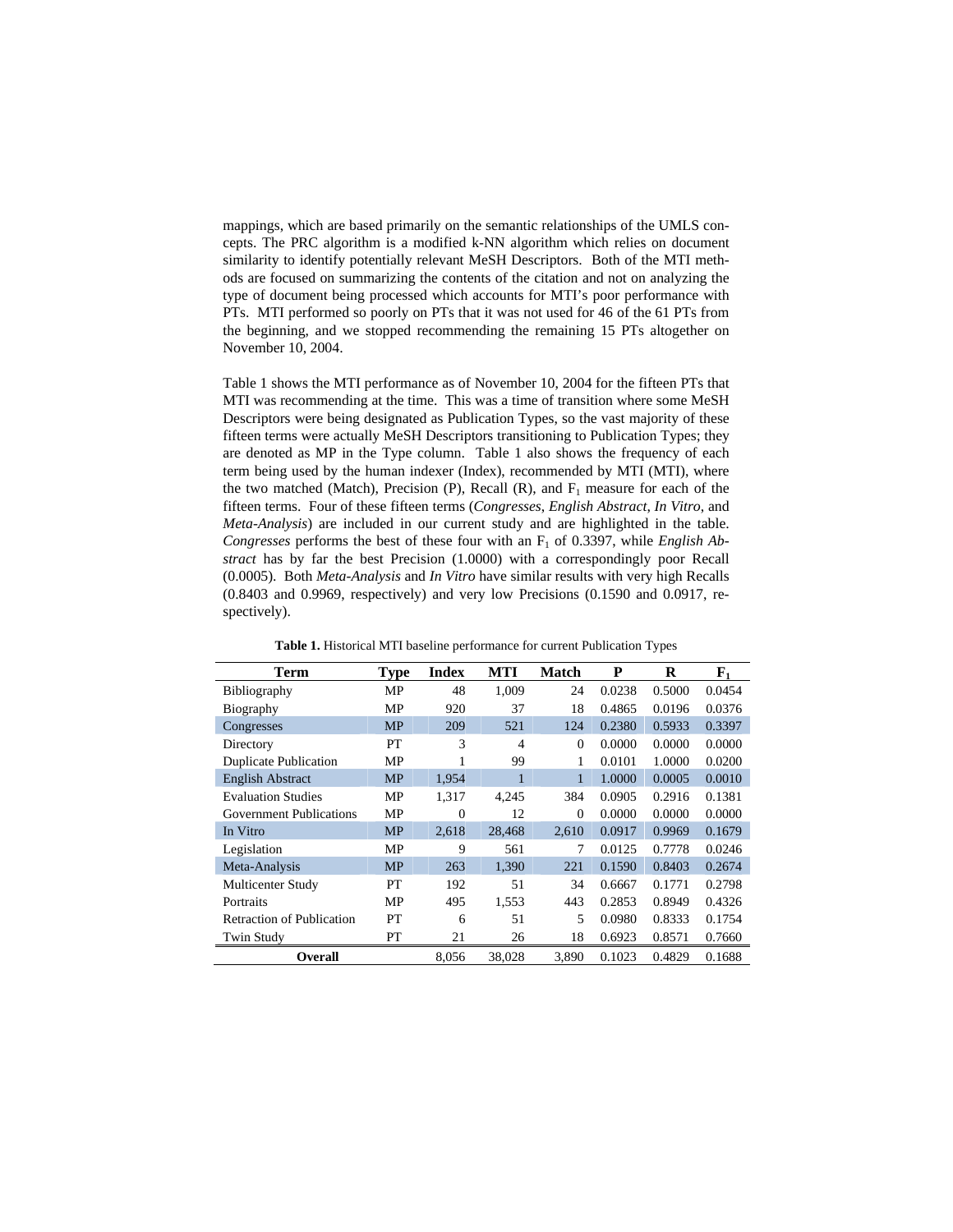mappings, which are based primarily on the semantic relationships of the UMLS concepts. The PRC algorithm is a modified k-NN algorithm which relies on document similarity to identify potentially relevant MeSH Descriptors. Both of the MTI methods are focused on summarizing the contents of the citation and not on analyzing the type of document being processed which accounts for MTI's poor performance with PTs. MTI performed so poorly on PTs that it was not used for 46 of the 61 PTs from the beginning, and we stopped recommending the remaining 15 PTs altogether on November 10, 2004.

Table 1 shows the MTI performance as of November 10, 2004 for the fifteen PTs that MTI was recommending at the time. This was a time of transition where some MeSH Descriptors were being designated as Publication Types, so the vast majority of these fifteen terms were actually MeSH Descriptors transitioning to Publication Types; they are denoted as MP in the Type column. Table 1 also shows the frequency of each term being used by the human indexer (Index), recommended by MTI (MTI), where the two matched (Match), Precision (P), Recall (R), and $F_1$ measure for each of the fifteen terms. Four of these fifteen terms (*Congresses*, *English Abstract*, *In Vitro*, and *Meta-Analysis*) are included in our current study and are highlighted in the table. *Congresses* performs the best of these four with an $F_1$ of 0.3397, while *English Abstract* has by far the best Precision (1.0000) with a correspondingly poor Recall (0.0005). Both *Meta-Analysis* and *In Vitro* have similar results with very high Recalls (0.8403 and 0.9969, respectively) and very low Precisions (0.1590 and 0.0917, respectively).

**Table 1.** Historical MTI baseline performance for current Publication Types

| Term | Type | Index | MTI | Match | P | R | $F_1$ |
|---|---|---|---|---|---|---|---|
| Bibliography | MP | 48 | 1,009 | 24 | 0.0238 | 0.5000 | 0.0454 |
| Biography | MP | 920 | 37 | 18 | 0.4865 | 0.0196 | 0.0376 |
| Congresses | MP | 209 | 521 | 124 | 0.2380 | 0.5933 | 0.3397 |
| Directory | PT | 3 | 4 | 0 | 0.0000 | 0.0000 | 0.0000 |
| Duplicate Publication | MP | 1 | 99 | 1 | 0.0101 | 1.0000 | 0.0200 |
| English Abstract | MP | 1,954 | 1 | 1 | 1.0000 | 0.0005 | 0.0010 |
| Evaluation Studies | MP | 1,317 | 4,245 | 384 | 0.0905 | 0.2916 | 0.1381 |
| Government Publications | MP | 0 | 12 | 0 | 0.0000 | 0.0000 | 0.0000 |
| In Vitro | MP | 2,618 | 28,468 | 2,610 | 0.0917 | 0.9969 | 0.1679 |
| Legislation | MP | 9 | 561 | 7 | 0.0125 | 0.7778 | 0.0246 |
| Meta-Analysis | MP | 263 | 1,390 | 221 | 0.1590 | 0.8403 | 0.2674 |
| Multicenter Study | PT | 192 | 51 | 34 | 0.6667 | 0.1771 | 0.2798 |
| Portraits | MP | 495 | 1,553 | 443 | 0.2853 | 0.8949 | 0.4326 |
| Retraction of Publication | PT | 6 | 51 | 5 | 0.0980 | 0.8333 | 0.1754 |
| Twin Study | PT | 21 | 26 | 18 | 0.6923 | 0.8571 | 0.7660 |
| **Overall** | | 8,056 | 38,028 | 3,890 | 0.1023 | 0.4829 | 0.1688 |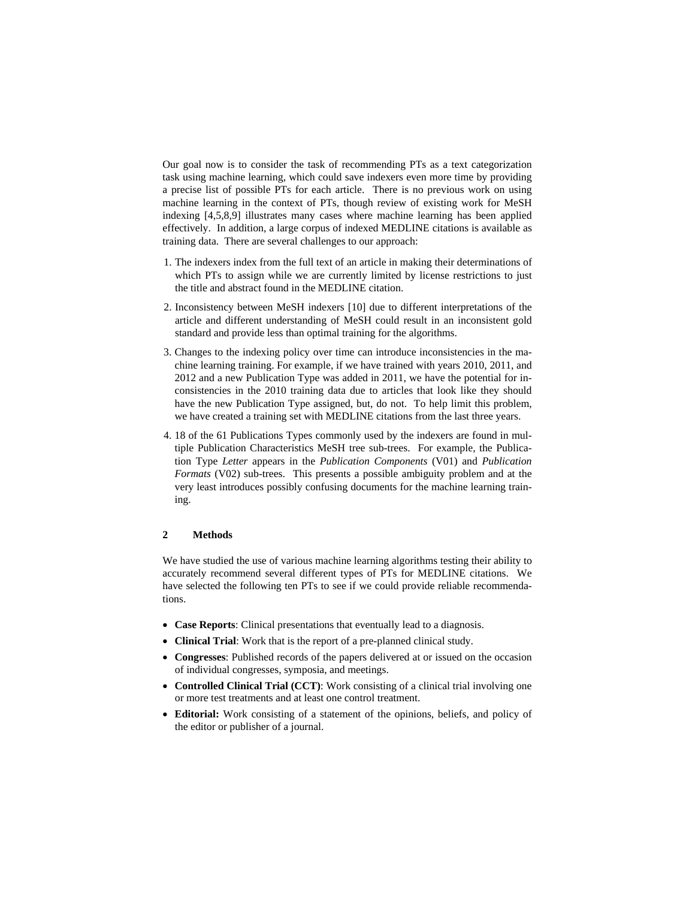Our goal now is to consider the task of recommending PTs as a text categorization task using machine learning, which could save indexers even more time by providing a precise list of possible PTs for each article. There is no previous work on using machine learning in the context of PTs, though review of existing work for MeSH indexing [4,5,8,9] illustrates many cases where machine learning has been applied effectively. In addition, a large corpus of indexed MEDLINE citations is available as training data. There are several challenges to our approach:

1. The indexers index from the full text of an article in making their determinations of which PTs to assign while we are currently limited by license restrictions to just the title and abstract found in the MEDLINE citation.
2. Inconsistency between MeSH indexers [10] due to different interpretations of the article and different understanding of MeSH could result in an inconsistent gold standard and provide less than optimal training for the algorithms.
3. Changes to the indexing policy over time can introduce inconsistencies in the machine learning training. For example, if we have trained with years 2010, 2011, and 2012 and a new Publication Type was added in 2011, we have the potential for inconsistencies in the 2010 training data due to articles that look like they should have the new Publication Type assigned, but, do not. To help limit this problem, we have created a training set with MEDLINE citations from the last three years.
4. 18 of the 61 Publications Types commonly used by the indexers are found in multiple Publication Characteristics MeSH tree sub-trees. For example, the Publication Type *Letter* appears in the *Publication Components* (V01) and *Publication Formats* (V02) sub-trees. This presents a possible ambiguity problem and at the very least introduces possibly confusing documents for the machine learning training.

## 2 Methods

We have studied the use of various machine learning algorithms testing their ability to accurately recommend several different types of PTs for MEDLINE citations. We have selected the following ten PTs to see if we could provide reliable recommendations.

- **Case Reports**: Clinical presentations that eventually lead to a diagnosis.
- **Clinical Trial**: Work that is the report of a pre-planned clinical study.
- **Congresses**: Published records of the papers delivered at or issued on the occasion of individual congresses, symposia, and meetings.
- **Controlled Clinical Trial (CCT)**: Work consisting of a clinical trial involving one or more test treatments and at least one control treatment.
- **Editorial:** Work consisting of a statement of the opinions, beliefs, and policy of the editor or publisher of a journal.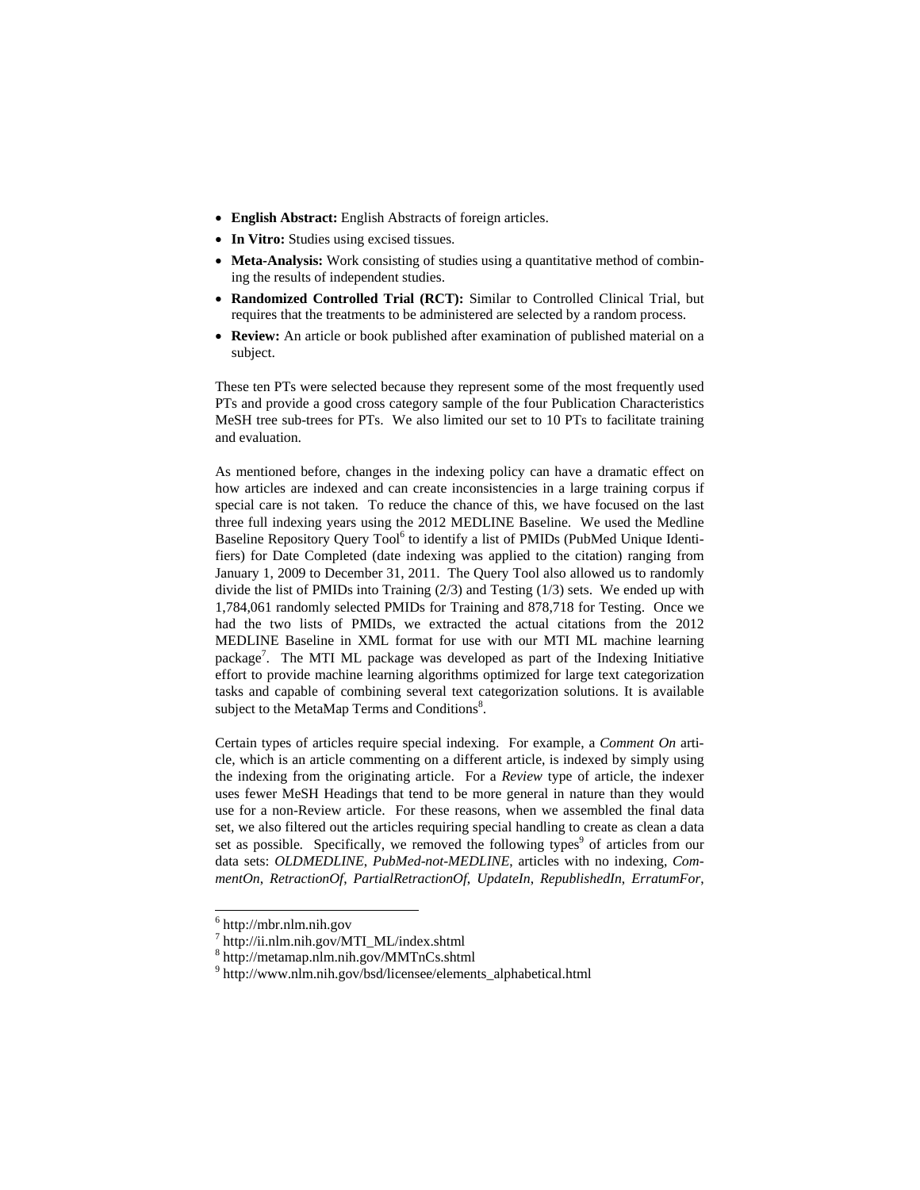- **English Abstract:** English Abstracts of foreign articles.
- **In Vitro:** Studies using excised tissues.
- **Meta-Analysis:** Work consisting of studies using a quantitative method of combining the results of independent studies.
- **Randomized Controlled Trial (RCT):** Similar to Controlled Clinical Trial, but requires that the treatments to be administered are selected by a random process.
- **Review:** An article or book published after examination of published material on a subject.

These ten PTs were selected because they represent some of the most frequently used PTs and provide a good cross category sample of the four Publication Characteristics MeSH tree sub-trees for PTs. We also limited our set to 10 PTs to facilitate training and evaluation.

As mentioned before, changes in the indexing policy can have a dramatic effect on how articles are indexed and can create inconsistencies in a large training corpus if special care is not taken. To reduce the chance of this, we have focused on the last three full indexing years using the 2012 MEDLINE Baseline. We used the Medline Baseline Repository Query Tool[6] to identify a list of PMIDs (PubMed Unique Identifiers) for Date Completed (date indexing was applied to the citation) ranging from January 1, 2009 to December 31, 2011. The Query Tool also allowed us to randomly divide the list of PMIDs into Training (2/3) and Testing (1/3) sets. We ended up with 1,784,061 randomly selected PMIDs for Training and 878,718 for Testing. Once we had the two lists of PMIDs, we extracted the actual citations from the 2012 MEDLINE Baseline in XML format for use with our MTI ML machine learning package[7]. The MTI ML package was developed as part of the Indexing Initiative effort to provide machine learning algorithms optimized for large text categorization tasks and capable of combining several text categorization solutions. It is available subject to the MetaMap Terms and Conditions[8].

Certain types of articles require special indexing. For example, a *Comment On* article, which is an article commenting on a different article, is indexed by simply using the indexing from the originating article. For a *Review* type of article, the indexer uses fewer MeSH Headings that tend to be more general in nature than they would use for a non-Review article. For these reasons, when we assembled the final data set, we also filtered out the articles requiring special handling to create as clean a data set as possible. Specifically, we removed the following types[9] of articles from our data sets: *OLDMEDLINE*, *PubMed-not-MEDLINE*, articles with no indexing, *CommentOn*, *RetractionOf*, *PartialRetractionOf*, *UpdateIn*, *RepublishedIn*, *ErratumFor*,

---

[6] http://mbr.nlm.nih.gov

[7] http://ii.nlm.nih.gov/MTI_ML/index.shtml

[8] http://metamap.nlm.nih.gov/MMTnCs.shtml

[9] http://www.nlm.nih.gov/bsd/licensee/elements_alphabetical.html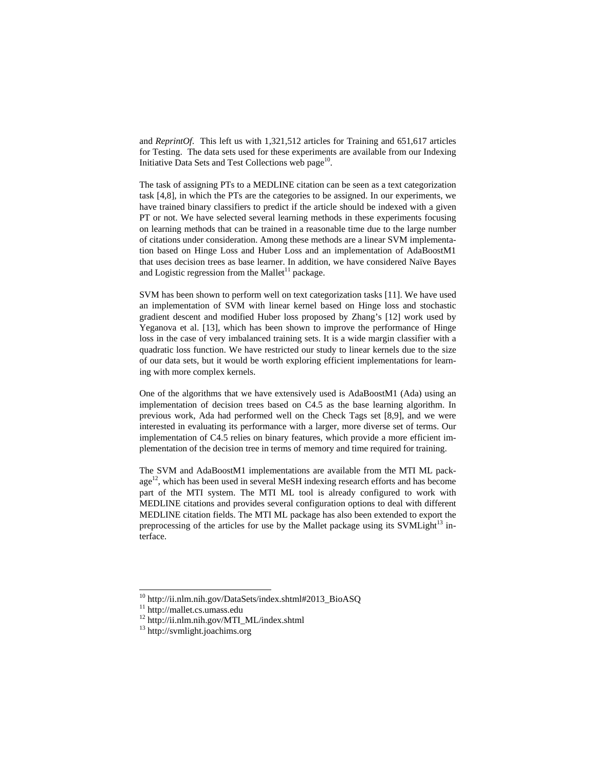and *ReprintOf*. This left us with 1,321,512 articles for Training and 651,617 articles for Testing. The data sets used for these experiments are available from our Indexing Initiative Data Sets and Test Collections web page[10].

The task of assigning PTs to a MEDLINE citation can be seen as a text categorization task [4,8], in which the PTs are the categories to be assigned. In our experiments, we have trained binary classifiers to predict if the article should be indexed with a given PT or not. We have selected several learning methods in these experiments focusing on learning methods that can be trained in a reasonable time due to the large number of citations under consideration. Among these methods are a linear SVM implementation based on Hinge Loss and Huber Loss and an implementation of AdaBoostM1 that uses decision trees as base learner. In addition, we have considered Naïve Bayes and Logistic regression from the Mallet[11] package.

SVM has been shown to perform well on text categorization tasks [11]. We have used an implementation of SVM with linear kernel based on Hinge loss and stochastic gradient descent and modified Huber loss proposed by Zhang's [12] work used by Yeganova et al. [13], which has been shown to improve the performance of Hinge loss in the case of very imbalanced training sets. It is a wide margin classifier with a quadratic loss function. We have restricted our study to linear kernels due to the size of our data sets, but it would be worth exploring efficient implementations for learning with more complex kernels.

One of the algorithms that we have extensively used is AdaBoostM1 (Ada) using an implementation of decision trees based on C4.5 as the base learning algorithm. In previous work, Ada had performed well on the Check Tags set [8,9], and we were interested in evaluating its performance with a larger, more diverse set of terms. Our implementation of C4.5 relies on binary features, which provide a more efficient implementation of the decision tree in terms of memory and time required for training.

The SVM and AdaBoostM1 implementations are available from the MTI ML package[12], which has been used in several MeSH indexing research efforts and has become part of the MTI system. The MTI ML tool is already configured to work with MEDLINE citations and provides several configuration options to deal with different MEDLINE citation fields. The MTI ML package has also been extended to export the preprocessing of the articles for use by the Mallet package using its SVMLight[13] interface.

[10] http://ii.nlm.nih.gov/DataSets/index.shtml#2013_BioASQ
[11] http://mallet.cs.umass.edu
[12] http://ii.nlm.nih.gov/MTI_ML/index.shtml
[13] http://svmlight.joachims.org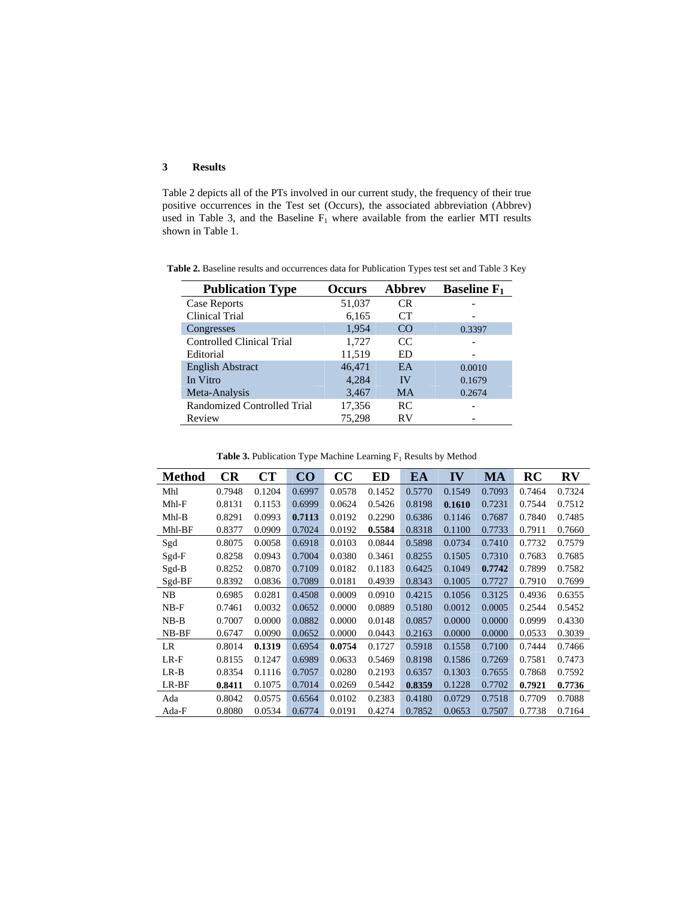## 3 Results

Table 2 depicts all of the PTs involved in our current study, the frequency of their true positive occurrences in the Test set (Occurs), the associated abbreviation (Abbrev) used in Table 3, and the Baseline $F_1$ where available from the earlier MTI results shown in Table 1.

**Table 2.** Baseline results and occurrences data for Publication Types test set and Table 3 Key

| Publication Type | Occurs | Abbrev | Baseline $F_1$ |
|---|---|---|---|
| Case Reports | 51,037 | CR | - |
| Clinical Trial | 6,165 | CT | - |
| Congresses | 1,954 | CO | 0.3397 |
| Controlled Clinical Trial | 1,727 | CC | - |
| Editorial | 11,519 | ED | - |
| English Abstract | 46,471 | EA | 0.0010 |
| In Vitro | 4,284 | IV | 0.1679 |
| Meta-Analysis | 3,467 | MA | 0.2674 |
| Randomized Controlled Trial | 17,356 | RC | - |
| Review | 75,298 | RV | - |

**Table 3.** Publication Type Machine Learning $F_1$ Results by Method

| Method | CR | CT | CO | CC | ED | EA | IV | MA | RC | RV |
|---|---|---|---|---|---|---|---|---|---|---|
| Mhl | 0.7948 | 0.1204 | 0.6997 | 0.0578 | 0.1452 | 0.5770 | 0.1549 | 0.7093 | 0.7464 | 0.7324 |
| Mhl-F | 0.8131 | 0.1153 | 0.6999 | 0.0624 | 0.5426 | 0.8198 | **0.1610** | 0.7231 | 0.7544 | 0.7512 |
| Mhl-B | 0.8291 | 0.0993 | **0.7113** | 0.0192 | 0.2290 | 0.6386 | 0.1146 | 0.7687 | 0.7840 | 0.7485 |
| Mhl-BF | 0.8377 | 0.0909 | 0.7024 | 0.0192 | **0.5584** | 0.8318 | 0.1100 | 0.7733 | 0.7911 | 0.7660 |
| Sgd | 0.8075 | 0.0058 | 0.6918 | 0.0103 | 0.0844 | 0.5898 | 0.0734 | 0.7410 | 0.7732 | 0.7579 |
| Sgd-F | 0.8258 | 0.0943 | 0.7004 | 0.0380 | 0.3461 | 0.8255 | 0.1505 | 0.7310 | 0.7683 | 0.7685 |
| Sgd-B | 0.8252 | 0.0870 | 0.7109 | 0.0182 | 0.1183 | 0.6425 | 0.1049 | **0.7742** | 0.7899 | 0.7582 |
| Sgd-BF | 0.8392 | 0.0836 | 0.7089 | 0.0181 | 0.4939 | 0.8343 | 0.1005 | 0.7727 | 0.7910 | 0.7699 |
| NB | 0.6985 | 0.0281 | 0.4508 | 0.0009 | 0.0910 | 0.4215 | 0.1056 | 0.3125 | 0.4936 | 0.6355 |
| NB-F | 0.7461 | 0.0032 | 0.0652 | 0.0000 | 0.0889 | 0.5180 | 0.0012 | 0.0005 | 0.2544 | 0.5452 |
| NB-B | 0.7007 | 0.0000 | 0.0882 | 0.0000 | 0.0148 | 0.0857 | 0.0000 | 0.0000 | 0.0999 | 0.4330 |
| NB-BF | 0.6747 | 0.0090 | 0.0652 | 0.0000 | 0.0443 | 0.2163 | 0.0000 | 0.0000 | 0.0533 | 0.3039 |
| LR | 0.8014 | **0.1319** | 0.6954 | **0.0754** | 0.1727 | 0.5918 | 0.1558 | 0.7100 | 0.7444 | 0.7466 |
| LR-F | 0.8155 | 0.1247 | 0.6989 | 0.0633 | 0.5469 | 0.8198 | 0.1586 | 0.7269 | 0.7581 | 0.7473 |
| LR-B | 0.8354 | 0.1116 | 0.7057 | 0.0280 | 0.2193 | 0.6357 | 0.1303 | 0.7655 | 0.7868 | 0.7592 |
| LR-BF | **0.8411** | 0.1075 | 0.7014 | 0.0269 | 0.5442 | **0.8359** | 0.1228 | 0.7702 | **0.7921** | **0.7736** |
| Ada | 0.8042 | 0.0575 | 0.6564 | 0.0102 | 0.2383 | 0.4180 | 0.0729 | 0.7518 | 0.7709 | 0.7088 |
| Ada-F | 0.8080 | 0.0534 | 0.6774 | 0.0191 | 0.4274 | 0.7852 | 0.0653 | 0.7507 | 0.7738 | 0.7164 |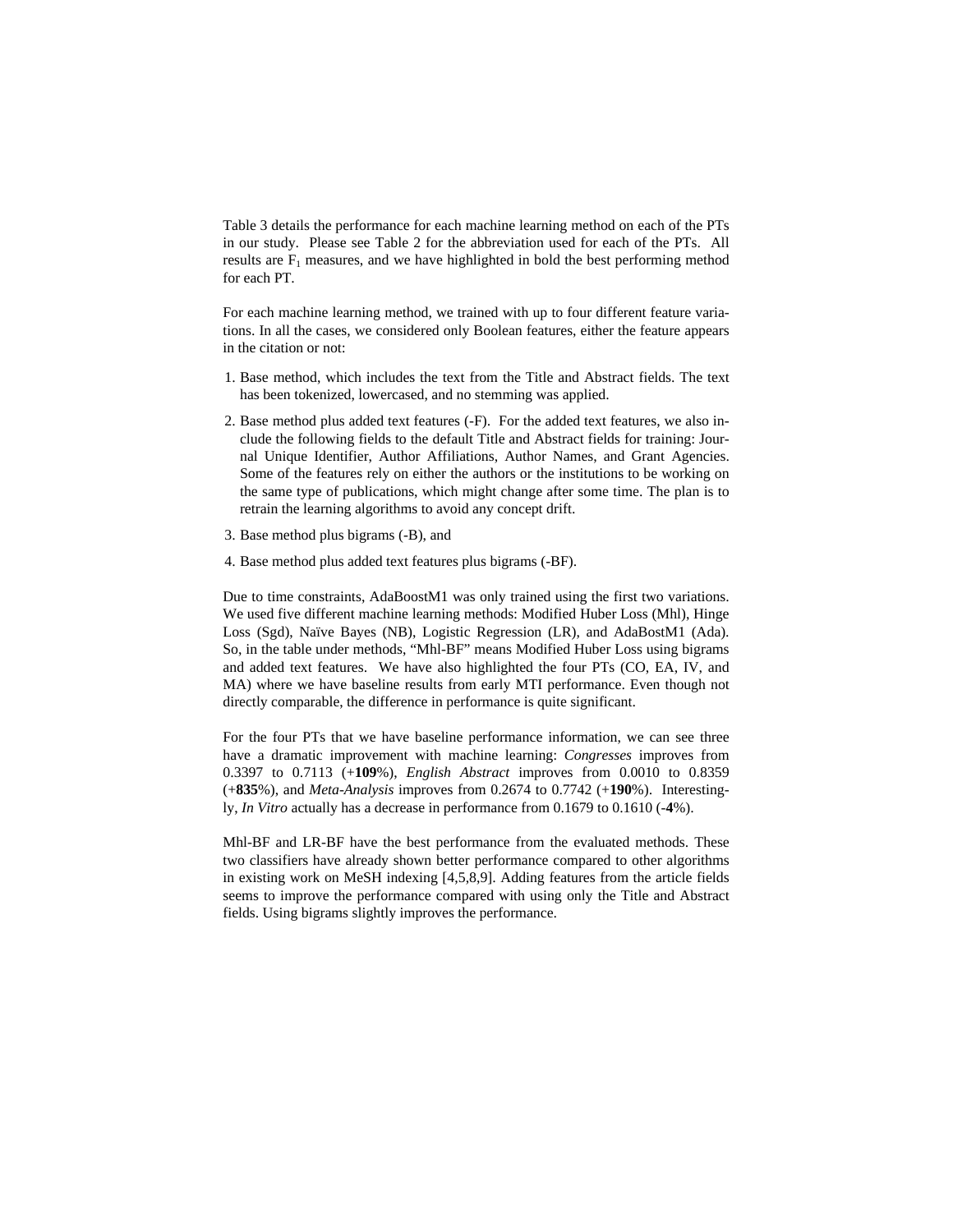Table 3 details the performance for each machine learning method on each of the PTs in our study. Please see Table 2 for the abbreviation used for each of the PTs. All results are $F_1$ measures, and we have highlighted in bold the best performing method for each PT.

For each machine learning method, we trained with up to four different feature variations. In all the cases, we considered only Boolean features, either the feature appears in the citation or not:

1. Base method, which includes the text from the Title and Abstract fields. The text has been tokenized, lowercased, and no stemming was applied.
2. Base method plus added text features (-F). For the added text features, we also include the following fields to the default Title and Abstract fields for training: Journal Unique Identifier, Author Affiliations, Author Names, and Grant Agencies. Some of the features rely on either the authors or the institutions to be working on the same type of publications, which might change after some time. The plan is to retrain the learning algorithms to avoid any concept drift.
3. Base method plus bigrams (-B), and
4. Base method plus added text features plus bigrams (-BF).

Due to time constraints, AdaBoostM1 was only trained using the first two variations. We used five different machine learning methods: Modified Huber Loss (Mhl), Hinge Loss (Sgd), Naïve Bayes (NB), Logistic Regression (LR), and AdaBostM1 (Ada). So, in the table under methods, "Mhl-BF" means Modified Huber Loss using bigrams and added text features. We have also highlighted the four PTs (CO, EA, IV, and MA) where we have baseline results from early MTI performance. Even though not directly comparable, the difference in performance is quite significant.

For the four PTs that we have baseline performance information, we can see three have a dramatic improvement with machine learning: *Congresses* improves from 0.3397 to 0.7113 (+**109**%), *English Abstract* improves from 0.0010 to 0.8359 (+**835**%), and *Meta-Analysis* improves from 0.2674 to 0.7742 (+**190**%). Interestingly, *In Vitro* actually has a decrease in performance from 0.1679 to 0.1610 (-**4**%).

Mhl-BF and LR-BF have the best performance from the evaluated methods. These two classifiers have already shown better performance compared to other algorithms in existing work on MeSH indexing [4,5,8,9]. Adding features from the article fields seems to improve the performance compared with using only the Title and Abstract fields. Using bigrams slightly improves the performance.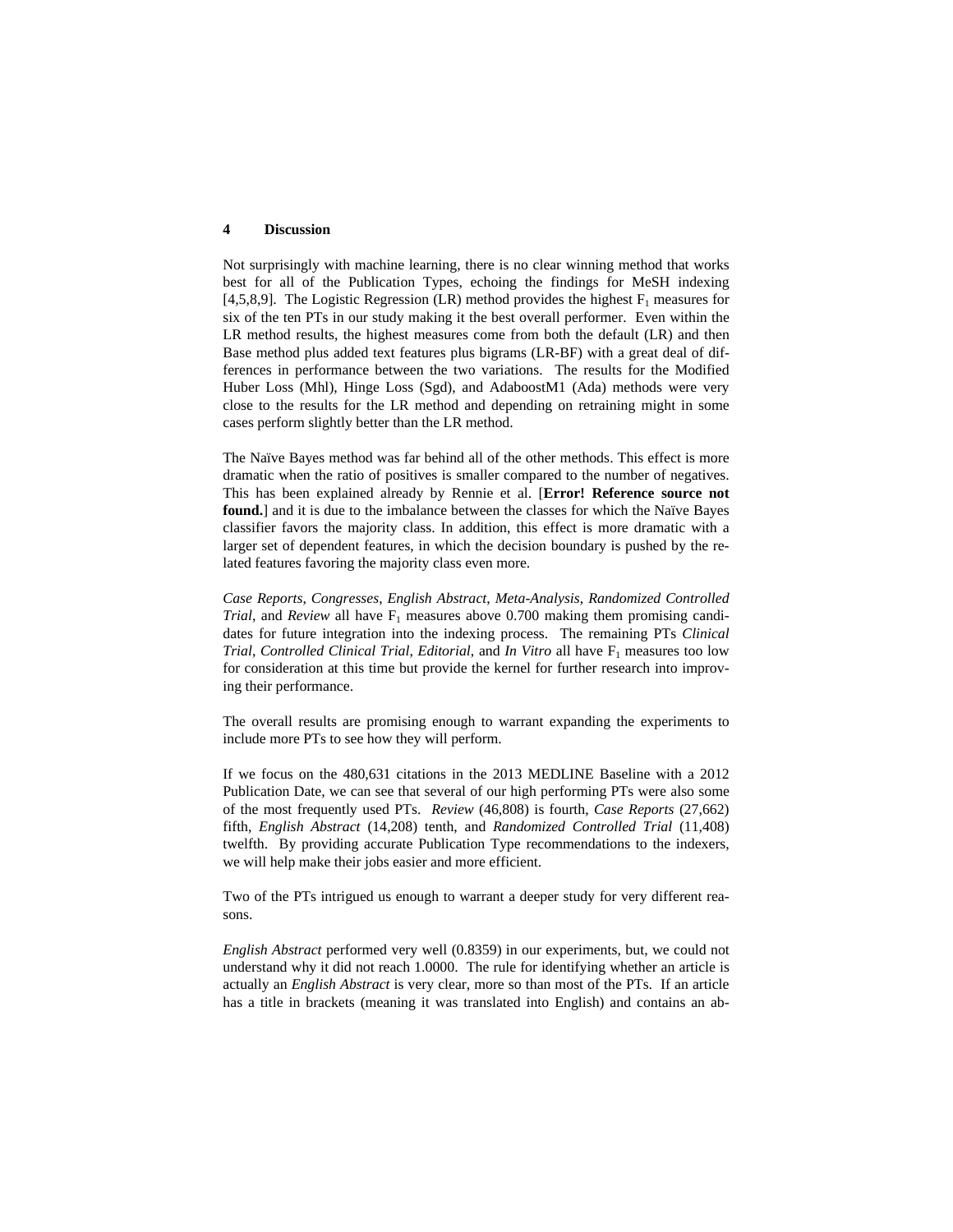## 4 Discussion

Not surprisingly with machine learning, there is no clear winning method that works best for all of the Publication Types, echoing the findings for MeSH indexing [4,5,8,9]. The Logistic Regression (LR) method provides the highest $F_1$ measures for six of the ten PTs in our study making it the best overall performer. Even within the LR method results, the highest measures come from both the default (LR) and then Base method plus added text features plus bigrams (LR-BF) with a great deal of differences in performance between the two variations. The results for the Modified Huber Loss (Mhl), Hinge Loss (Sgd), and AdaboostM1 (Ada) methods were very close to the results for the LR method and depending on retraining might in some cases perform slightly better than the LR method.

The Naïve Bayes method was far behind all of the other methods. This effect is more dramatic when the ratio of positives is smaller compared to the number of negatives. This has been explained already by Rennie et al. [**Error! Reference source not found.**] and it is due to the imbalance between the classes for which the Naïve Bayes classifier favors the majority class. In addition, this effect is more dramatic with a larger set of dependent features, in which the decision boundary is pushed by the related features favoring the majority class even more.

*Case Reports*, *Congresses*, *English Abstract*, *Meta-Analysis*, *Randomized Controlled Trial*, and *Review* all have $F_1$ measures above 0.700 making them promising candidates for future integration into the indexing process. The remaining PTs *Clinical Trial*, *Controlled Clinical Trial*, *Editorial*, and *In Vitro* all have $F_1$ measures too low for consideration at this time but provide the kernel for further research into improving their performance.

The overall results are promising enough to warrant expanding the experiments to include more PTs to see how they will perform.

If we focus on the 480,631 citations in the 2013 MEDLINE Baseline with a 2012 Publication Date, we can see that several of our high performing PTs were also some of the most frequently used PTs. *Review* (46,808) is fourth, *Case Reports* (27,662) fifth, *English Abstract* (14,208) tenth, and *Randomized Controlled Trial* (11,408) twelfth. By providing accurate Publication Type recommendations to the indexers, we will help make their jobs easier and more efficient.

Two of the PTs intrigued us enough to warrant a deeper study for very different reasons.

*English Abstract* performed very well (0.8359) in our experiments, but, we could not understand why it did not reach 1.0000. The rule for identifying whether an article is actually an *English Abstract* is very clear, more so than most of the PTs. If an article has a title in brackets (meaning it was translated into English) and contains an ab-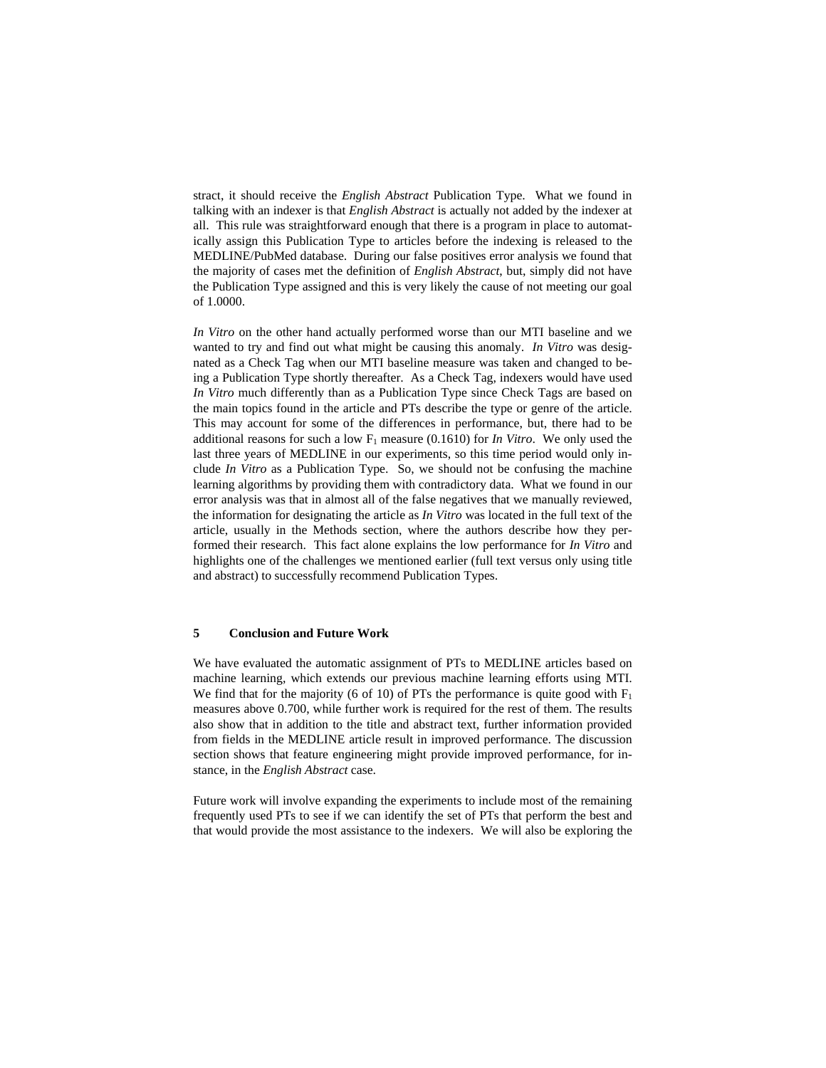stract, it should receive the *English Abstract* Publication Type. What we found in talking with an indexer is that *English Abstract* is actually not added by the indexer at all. This rule was straightforward enough that there is a program in place to automatically assign this Publication Type to articles before the indexing is released to the MEDLINE/PubMed database. During our false positives error analysis we found that the majority of cases met the definition of *English Abstract*, but, simply did not have the Publication Type assigned and this is very likely the cause of not meeting our goal of 1.0000.

*In Vitro* on the other hand actually performed worse than our MTI baseline and we wanted to try and find out what might be causing this anomaly. *In Vitro* was designated as a Check Tag when our MTI baseline measure was taken and changed to being a Publication Type shortly thereafter. As a Check Tag, indexers would have used *In Vitro* much differently than as a Publication Type since Check Tags are based on the main topics found in the article and PTs describe the type or genre of the article. This may account for some of the differences in performance, but, there had to be additional reasons for such a low $F_1$ measure (0.1610) for *In Vitro*. We only used the last three years of MEDLINE in our experiments, so this time period would only include *In Vitro* as a Publication Type. So, we should not be confusing the machine learning algorithms by providing them with contradictory data. What we found in our error analysis was that in almost all of the false negatives that we manually reviewed, the information for designating the article as *In Vitro* was located in the full text of the article, usually in the Methods section, where the authors describe how they performed their research. This fact alone explains the low performance for *In Vitro* and highlights one of the challenges we mentioned earlier (full text versus only using title and abstract) to successfully recommend Publication Types.

## 5 Conclusion and Future Work

We have evaluated the automatic assignment of PTs to MEDLINE articles based on machine learning, which extends our previous machine learning efforts using MTI. We find that for the majority (6 of 10) of PTs the performance is quite good with $F_1$ measures above 0.700, while further work is required for the rest of them. The results also show that in addition to the title and abstract text, further information provided from fields in the MEDLINE article result in improved performance. The discussion section shows that feature engineering might provide improved performance, for instance, in the *English Abstract* case.

Future work will involve expanding the experiments to include most of the remaining frequently used PTs to see if we can identify the set of PTs that perform the best and that would provide the most assistance to the indexers. We will also be exploring the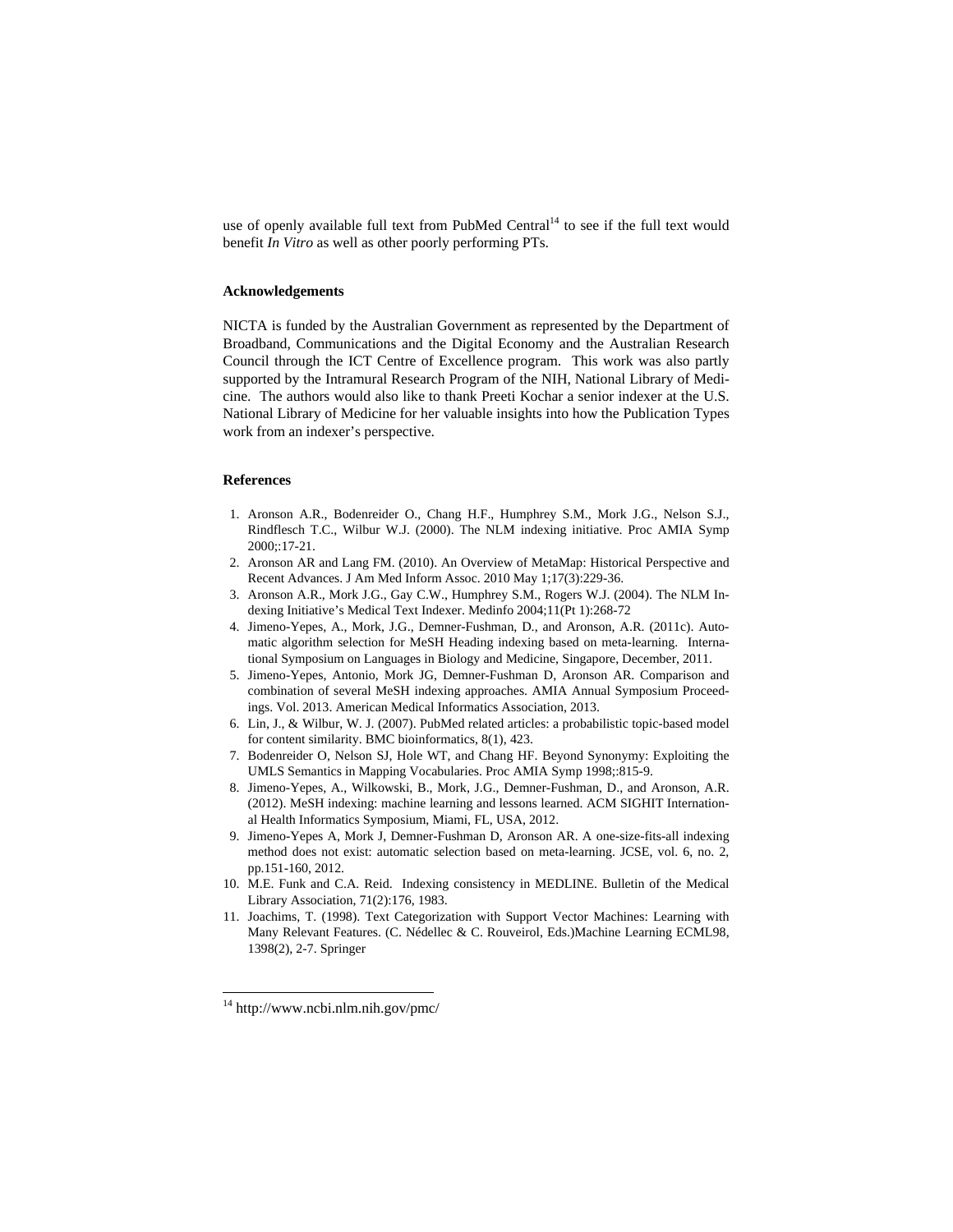use of openly available full text from PubMed Central[14] to see if the full text would benefit *In Vitro* as well as other poorly performing PTs.

### Acknowledgements

NICTA is funded by the Australian Government as represented by the Department of Broadband, Communications and the Digital Economy and the Australian Research Council through the ICT Centre of Excellence program. This work was also partly supported by the Intramural Research Program of the NIH, National Library of Medicine. The authors would also like to thank Preeti Kochar a senior indexer at the U.S. National Library of Medicine for her valuable insights into how the Publication Types work from an indexer's perspective.

### References

1. Aronson A.R., Bodenreider O., Chang H.F., Humphrey S.M., Mork J.G., Nelson S.J., Rindflesch T.C., Wilbur W.J. (2000). The NLM indexing initiative. Proc AMIA Symp 2000;:17-21.
2. Aronson AR and Lang FM. (2010). An Overview of MetaMap: Historical Perspective and Recent Advances. J Am Med Inform Assoc. 2010 May 1;17(3):229-36.
3. Aronson A.R., Mork J.G., Gay C.W., Humphrey S.M., Rogers W.J. (2004). The NLM Indexing Initiative's Medical Text Indexer. Medinfo 2004;11(Pt 1):268-72
4. Jimeno-Yepes, A., Mork, J.G., Demner-Fushman, D., and Aronson, A.R. (2011c). Automatic algorithm selection for MeSH Heading indexing based on meta-learning. International Symposium on Languages in Biology and Medicine, Singapore, December, 2011.
5. Jimeno-Yepes, Antonio, Mork JG, Demner-Fushman D, Aronson AR. Comparison and combination of several MeSH indexing approaches. AMIA Annual Symposium Proceedings. Vol. 2013. American Medical Informatics Association, 2013.
6. Lin, J., & Wilbur, W. J. (2007). PubMed related articles: a probabilistic topic-based model for content similarity. BMC bioinformatics, 8(1), 423.
7. Bodenreider O, Nelson SJ, Hole WT, and Chang HF. Beyond Synonymy: Exploiting the UMLS Semantics in Mapping Vocabularies. Proc AMIA Symp 1998;:815-9.
8. Jimeno-Yepes, A., Wilkowski, B., Mork, J.G., Demner-Fushman, D., and Aronson, A.R. (2012). MeSH indexing: machine learning and lessons learned. ACM SIGHIT International Health Informatics Symposium, Miami, FL, USA, 2012.
9. Jimeno-Yepes A, Mork J, Demner-Fushman D, Aronson AR. A one-size-fits-all indexing method does not exist: automatic selection based on meta-learning. JCSE, vol. 6, no. 2, pp.151-160, 2012.
10. M.E. Funk and C.A. Reid. Indexing consistency in MEDLINE. Bulletin of the Medical Library Association, 71(2):176, 1983.
11. Joachims, T. (1998). Text Categorization with Support Vector Machines: Learning with Many Relevant Features. (C. Nédellec & C. Rouveirol, Eds.)Machine Learning ECML98, 1398(2), 2-7. Springer

[14] http://www.ncbi.nlm.nih.gov/pmc/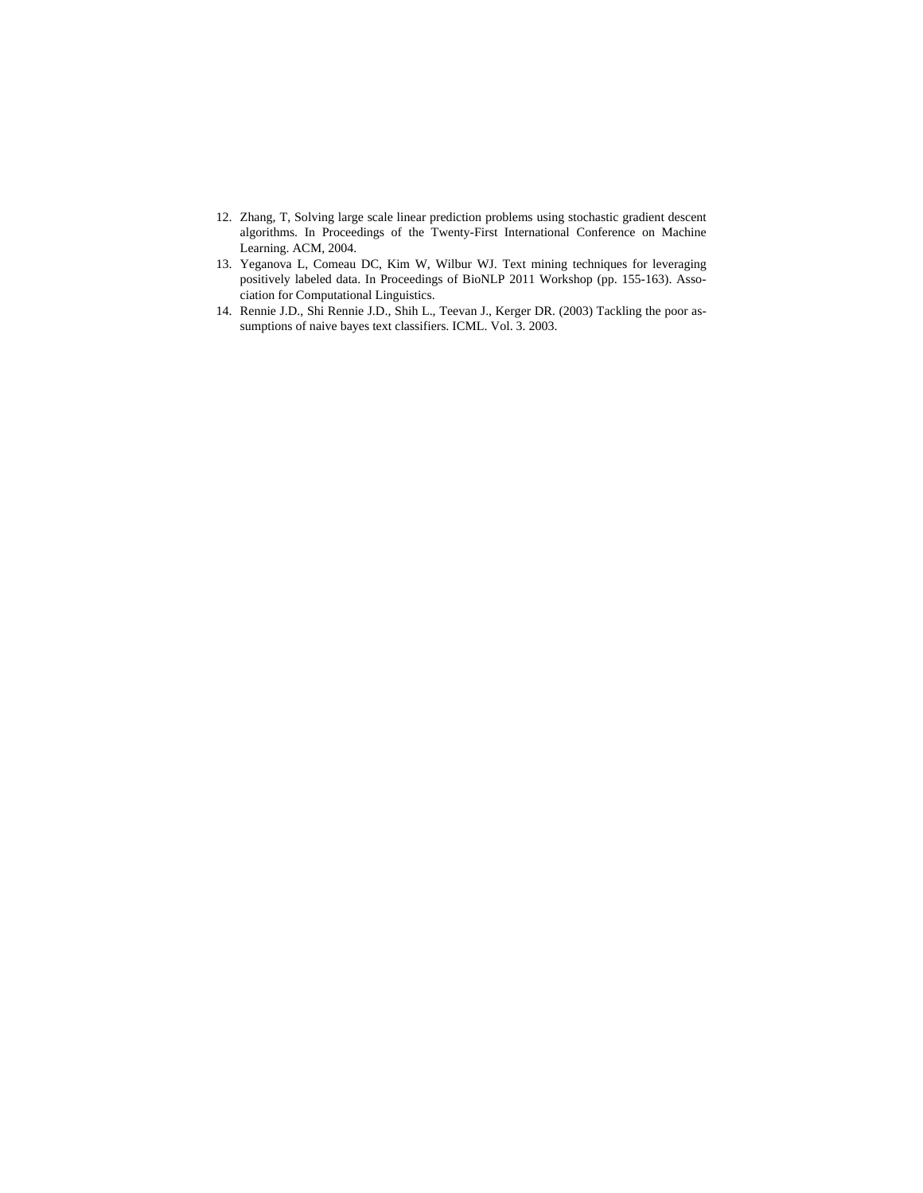12. Zhang, T, Solving large scale linear prediction problems using stochastic gradient descent algorithms. In Proceedings of the Twenty-First International Conference on Machine Learning. ACM, 2004.
13. Yeganova L, Comeau DC, Kim W, Wilbur WJ. Text mining techniques for leveraging positively labeled data. In Proceedings of BioNLP 2011 Workshop (pp. 155-163). Association for Computational Linguistics.
14. Rennie J.D., Shi Rennie J.D., Shih L., Teevan J., Kerger DR. (2003) Tackling the poor assumptions of naive bayes text classifiers. ICML. Vol. 3. 2003.